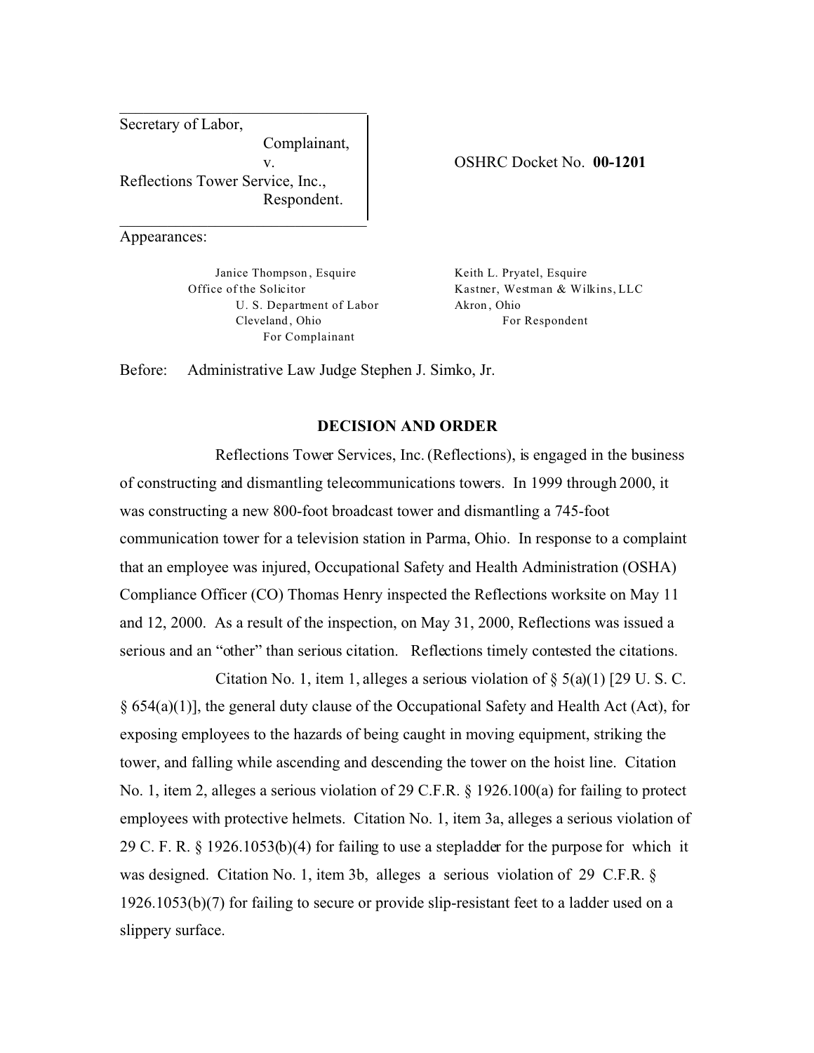Secretary of Labor,
Complainant,
v.
Reflections Tower Service, Inc.,
Respondent.

OSHRC Docket No. **00-1201**

Appearances:

Janice Thompson, Esquire
Office of the Solicitor
U. S. Department of Labor
Cleveland, Ohio
For Complainant

Keith L. Pryatel, Esquire
Kastner, Westman & Wilkins, LLC
Akron, Ohio
For Respondent

Before: Administrative Law Judge Stephen J. Simko, Jr.

## DECISION AND ORDER

Reflections Tower Services, Inc. (Reflections), is engaged in the business of constructing and dismantling telecommunications towers. In 1999 through 2000, it was constructing a new 800-foot broadcast tower and dismantling a 745-foot communication tower for a television station in Parma, Ohio. In response to a complaint that an employee was injured, Occupational Safety and Health Administration (OSHA) Compliance Officer (CO) Thomas Henry inspected the Reflections worksite on May 11 and 12, 2000. As a result of the inspection, on May 31, 2000, Reflections was issued a serious and an "other" than serious citation. Reflections timely contested the citations.

Citation No. 1, item 1, alleges a serious violation of § 5(a)(1) [29 U. S. C. § 654(a)(1)], the general duty clause of the Occupational Safety and Health Act (Act), for exposing employees to the hazards of being caught in moving equipment, striking the tower, and falling while ascending and descending the tower on the hoist line. Citation No. 1, item 2, alleges a serious violation of 29 C.F.R. § 1926.100(a) for failing to protect employees with protective helmets. Citation No. 1, item 3a, alleges a serious violation of 29 C. F. R. § 1926.1053(b)(4) for failing to use a stepladder for the purpose for which it was designed. Citation No. 1, item 3b, alleges a serious violation of 29 C.F.R. § 1926.1053(b)(7) for failing to secure or provide slip-resistant feet to a ladder used on a slippery surface.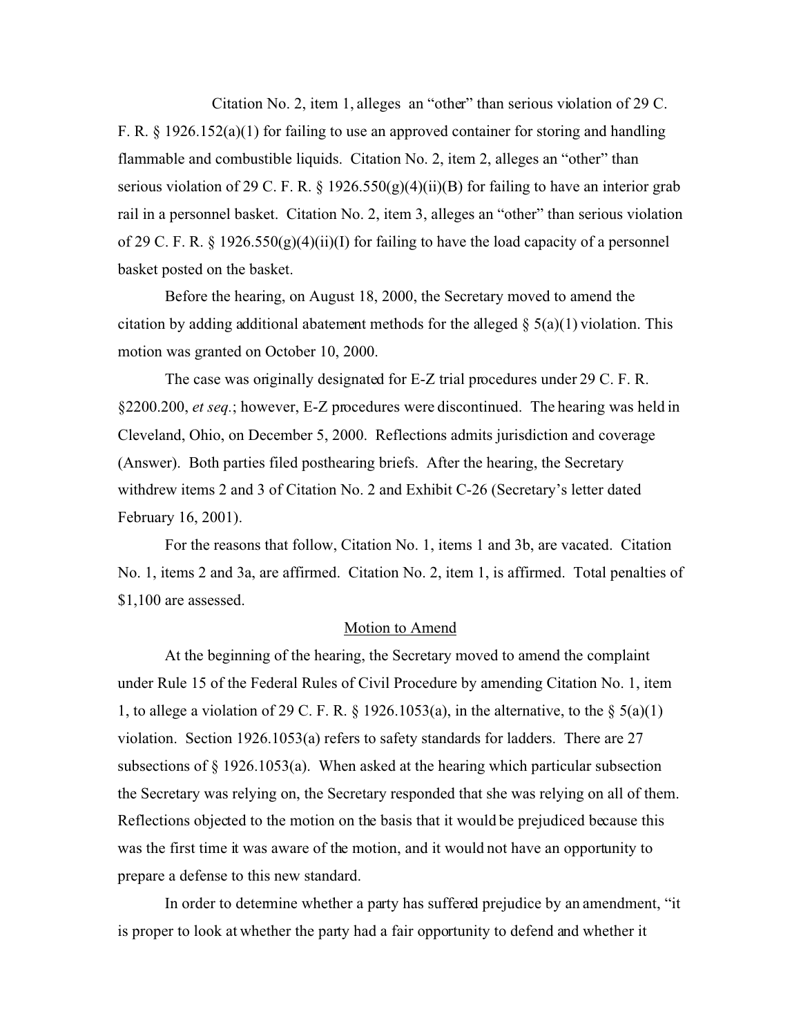Citation No. 2, item 1, alleges an "other" than serious violation of 29 C. F. R. § 1926.152(a)(1) for failing to use an approved container for storing and handling flammable and combustible liquids. Citation No. 2, item 2, alleges an "other" than serious violation of 29 C. F. R. § 1926.550(g)(4)(ii)(B) for failing to have an interior grab rail in a personnel basket. Citation No. 2, item 3, alleges an "other" than serious violation of 29 C. F. R. § 1926.550(g)(4)(ii)(I) for failing to have the load capacity of a personnel basket posted on the basket.

Before the hearing, on August 18, 2000, the Secretary moved to amend the citation by adding additional abatement methods for the alleged § 5(a)(1) violation. This motion was granted on October 10, 2000.

The case was originally designated for E-Z trial procedures under 29 C. F. R. §2200.200, *et seq.*; however, E-Z procedures were discontinued. The hearing was held in Cleveland, Ohio, on December 5, 2000. Reflections admits jurisdiction and coverage (Answer). Both parties filed posthearing briefs. After the hearing, the Secretary withdrew items 2 and 3 of Citation No. 2 and Exhibit C-26 (Secretary's letter dated February 16, 2001).

For the reasons that follow, Citation No. 1, items 1 and 3b, are vacated. Citation No. 1, items 2 and 3a, are affirmed. Citation No. 2, item 1, is affirmed. Total penalties of $1,100 are assessed.

<u>Motion to Amend</u>

At the beginning of the hearing, the Secretary moved to amend the complaint under Rule 15 of the Federal Rules of Civil Procedure by amending Citation No. 1, item 1, to allege a violation of 29 C. F. R. § 1926.1053(a), in the alternative, to the § 5(a)(1) violation. Section 1926.1053(a) refers to safety standards for ladders. There are 27 subsections of § 1926.1053(a). When asked at the hearing which particular subsection the Secretary was relying on, the Secretary responded that she was relying on all of them. Reflections objected to the motion on the basis that it would be prejudiced because this was the first time it was aware of the motion, and it would not have an opportunity to prepare a defense to this new standard.

In order to determine whether a party has suffered prejudice by an amendment, "it is proper to look at whether the party had a fair opportunity to defend and whether it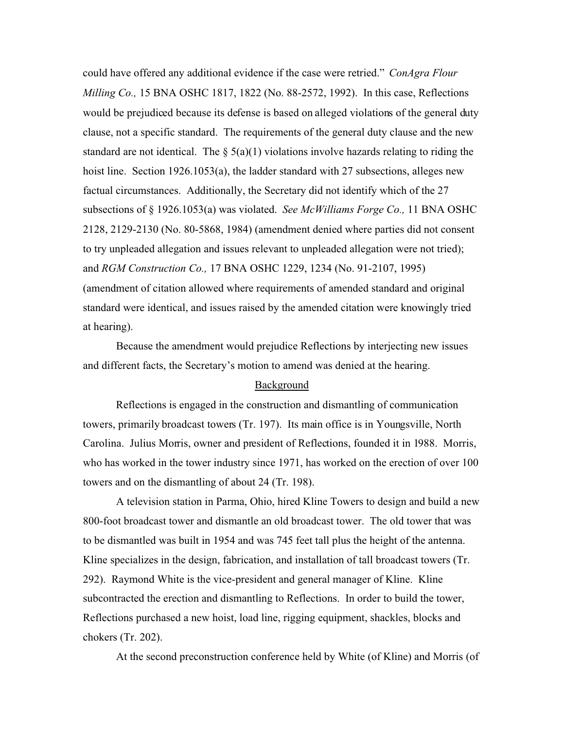could have offered any additional evidence if the case were retried." *ConAgra Flour Milling Co.,* 15 BNA OSHC 1817, 1822 (No. 88-2572, 1992). In this case, Reflections would be prejudiced because its defense is based on alleged violations of the general duty clause, not a specific standard. The requirements of the general duty clause and the new standard are not identical. The § 5(a)(1) violations involve hazards relating to riding the hoist line. Section 1926.1053(a), the ladder standard with 27 subsections, alleges new factual circumstances. Additionally, the Secretary did not identify which of the 27 subsections of § 1926.1053(a) was violated. *See McWilliams Forge Co.,* 11 BNA OSHC 2128, 2129-2130 (No. 80-5868, 1984) (amendment denied where parties did not consent to try unpleaded allegation and issues relevant to unpleaded allegation were not tried); and *RGM Construction Co.,* 17 BNA OSHC 1229, 1234 (No. 91-2107, 1995) (amendment of citation allowed where requirements of amended standard and original standard were identical, and issues raised by the amended citation were knowingly tried at hearing).

Because the amendment would prejudice Reflections by interjecting new issues and different facts, the Secretary's motion to amend was denied at the hearing.

## Background

Reflections is engaged in the construction and dismantling of communication towers, primarily broadcast towers (Tr. 197). Its main office is in Youngsville, North Carolina. Julius Morris, owner and president of Reflections, founded it in 1988. Morris, who has worked in the tower industry since 1971, has worked on the erection of over 100 towers and on the dismantling of about 24 (Tr. 198).

A television station in Parma, Ohio, hired Kline Towers to design and build a new 800-foot broadcast tower and dismantle an old broadcast tower. The old tower that was to be dismantled was built in 1954 and was 745 feet tall plus the height of the antenna. Kline specializes in the design, fabrication, and installation of tall broadcast towers (Tr. 292). Raymond White is the vice-president and general manager of Kline. Kline subcontracted the erection and dismantling to Reflections. In order to build the tower, Reflections purchased a new hoist, load line, rigging equipment, shackles, blocks and chokers (Tr. 202).

At the second preconstruction conference held by White (of Kline) and Morris (of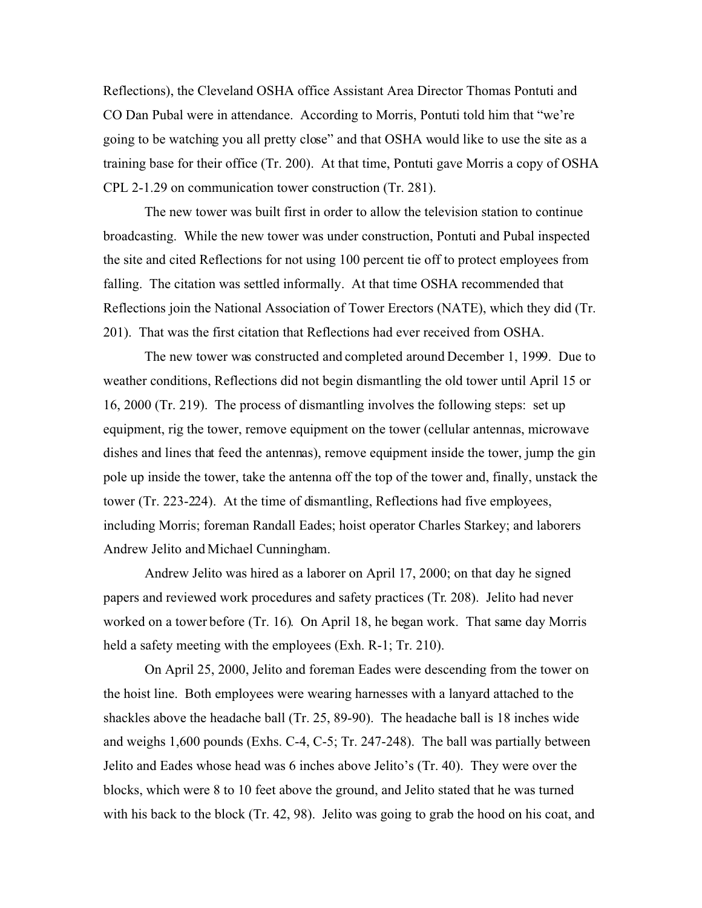Reflections), the Cleveland OSHA office Assistant Area Director Thomas Pontuti and CO Dan Pubal were in attendance. According to Morris, Pontuti told him that "we're going to be watching you all pretty close" and that OSHA would like to use the site as a training base for their office (Tr. 200). At that time, Pontuti gave Morris a copy of OSHA CPL 2-1.29 on communication tower construction (Tr. 281).

The new tower was built first in order to allow the television station to continue broadcasting. While the new tower was under construction, Pontuti and Pubal inspected the site and cited Reflections for not using 100 percent tie off to protect employees from falling. The citation was settled informally. At that time OSHA recommended that Reflections join the National Association of Tower Erectors (NATE), which they did (Tr. 201). That was the first citation that Reflections had ever received from OSHA.

The new tower was constructed and completed around December 1, 1999. Due to weather conditions, Reflections did not begin dismantling the old tower until April 15 or 16, 2000 (Tr. 219). The process of dismantling involves the following steps: set up equipment, rig the tower, remove equipment on the tower (cellular antennas, microwave dishes and lines that feed the antennas), remove equipment inside the tower, jump the gin pole up inside the tower, take the antenna off the top of the tower and, finally, unstack the tower (Tr. 223-224). At the time of dismantling, Reflections had five employees, including Morris; foreman Randall Eades; hoist operator Charles Starkey; and laborers Andrew Jelito and Michael Cunningham.

Andrew Jelito was hired as a laborer on April 17, 2000; on that day he signed papers and reviewed work procedures and safety practices (Tr. 208). Jelito had never worked on a tower before (Tr. 16). On April 18, he began work. That same day Morris held a safety meeting with the employees (Exh. R-1; Tr. 210).

On April 25, 2000, Jelito and foreman Eades were descending from the tower on the hoist line. Both employees were wearing harnesses with a lanyard attached to the shackles above the headache ball (Tr. 25, 89-90). The headache ball is 18 inches wide and weighs 1,600 pounds (Exhs. C-4, C-5; Tr. 247-248). The ball was partially between Jelito and Eades whose head was 6 inches above Jelito's (Tr. 40). They were over the blocks, which were 8 to 10 feet above the ground, and Jelito stated that he was turned with his back to the block (Tr. 42, 98). Jelito was going to grab the hood on his coat, and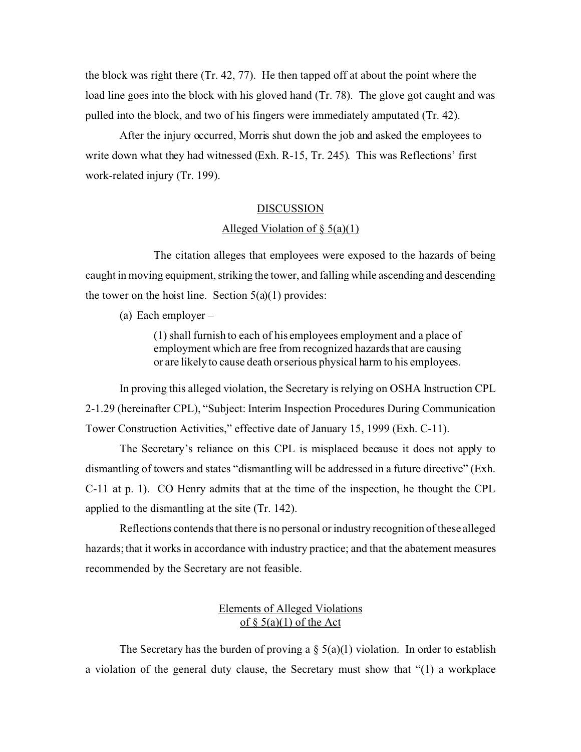the block was right there (Tr. 42, 77). He then tapped off at about the point where the load line goes into the block with his gloved hand (Tr. 78). The glove got caught and was pulled into the block, and two of his fingers were immediately amputated (Tr. 42).

After the injury occurred, Morris shut down the job and asked the employees to write down what they had witnessed (Exh. R-15, Tr. 245). This was Reflections' first work-related injury (Tr. 199).

## DISCUSSION

### Alleged Violation of § 5(a)(1)

The citation alleges that employees were exposed to the hazards of being caught in moving equipment, striking the tower, and falling while ascending and descending the tower on the hoist line. Section 5(a)(1) provides:

(a) Each employer –

> (1) shall furnish to each of his employees employment and a place of employment which are free from recognized hazards that are causing or are likely to cause death or serious physical harm to his employees.

In proving this alleged violation, the Secretary is relying on OSHA Instruction CPL 2-1.29 (hereinafter CPL), "Subject: Interim Inspection Procedures During Communication Tower Construction Activities," effective date of January 15, 1999 (Exh. C-11).

The Secretary's reliance on this CPL is misplaced because it does not apply to dismantling of towers and states "dismantling will be addressed in a future directive" (Exh. C-11 at p. 1). CO Henry admits that at the time of the inspection, he thought the CPL applied to the dismantling at the site (Tr. 142).

Reflections contends that there is no personal or industry recognition of these alleged hazards; that it works in accordance with industry practice; and that the abatement measures recommended by the Secretary are not feasible.

### Elements of Alleged Violations of § 5(a)(1) of the Act

The Secretary has the burden of proving a § 5(a)(1) violation. In order to establish a violation of the general duty clause, the Secretary must show that "(1) a workplace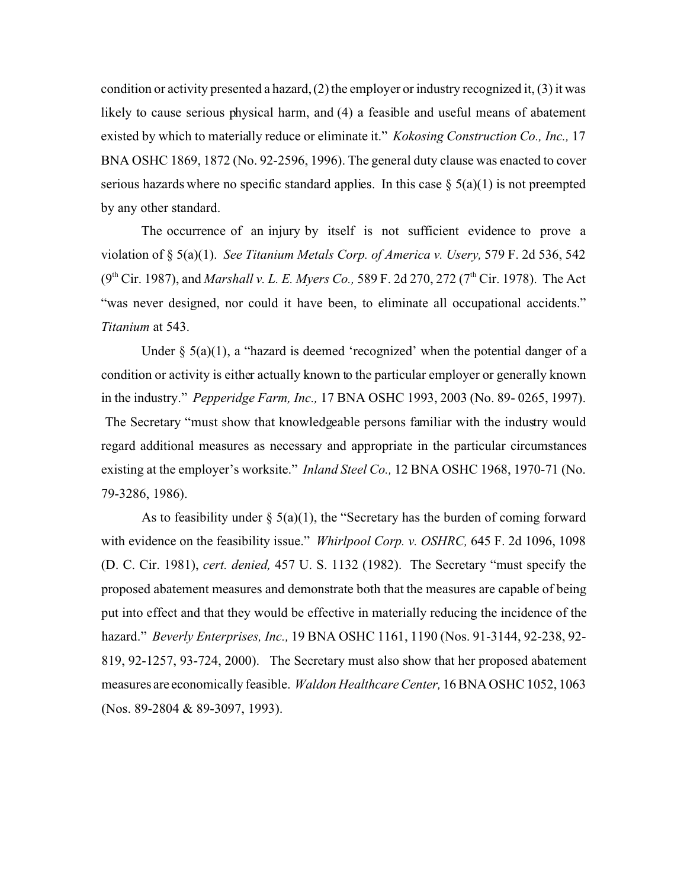condition or activity presented a hazard, (2) the employer or industry recognized it, (3) it was likely to cause serious physical harm, and (4) a feasible and useful means of abatement existed by which to materially reduce or eliminate it." *Kokosing Construction Co., Inc.,* 17 BNA OSHC 1869, 1872 (No. 92-2596, 1996). The general duty clause was enacted to cover serious hazards where no specific standard applies. In this case § 5(a)(1) is not preempted by any other standard.

The occurrence of an injury by itself is not sufficient evidence to prove a violation of § 5(a)(1). *See Titanium Metals Corp. of America v. Usery,* 579 F. 2d 536, 542 (9th Cir. 1987), and *Marshall v. L. E. Myers Co.,* 589 F. 2d 270, 272 (7th Cir. 1978). The Act "was never designed, nor could it have been, to eliminate all occupational accidents." *Titanium* at 543.

Under § 5(a)(1), a "hazard is deemed 'recognized' when the potential danger of a condition or activity is either actually known to the particular employer or generally known in the industry." *Pepperidge Farm, Inc.,* 17 BNA OSHC 1993, 2003 (No. 89- 0265, 1997). The Secretary "must show that knowledgeable persons familiar with the industry would regard additional measures as necessary and appropriate in the particular circumstances existing at the employer's worksite." *Inland Steel Co.,* 12 BNA OSHC 1968, 1970-71 (No. 79-3286, 1986).

As to feasibility under § 5(a)(1), the "Secretary has the burden of coming forward with evidence on the feasibility issue." *Whirlpool Corp. v. OSHRC,* 645 F. 2d 1096, 1098 (D. C. Cir. 1981), *cert. denied,* 457 U. S. 1132 (1982). The Secretary "must specify the proposed abatement measures and demonstrate both that the measures are capable of being put into effect and that they would be effective in materially reducing the incidence of the hazard." *Beverly Enterprises, Inc.,* 19 BNA OSHC 1161, 1190 (Nos. 91-3144, 92-238, 92-819, 92-1257, 93-724, 2000). The Secretary must also show that her proposed abatement measures are economically feasible. *Waldon Healthcare Center,* 16 BNA OSHC 1052, 1063 (Nos. 89-2804 & 89-3097, 1993).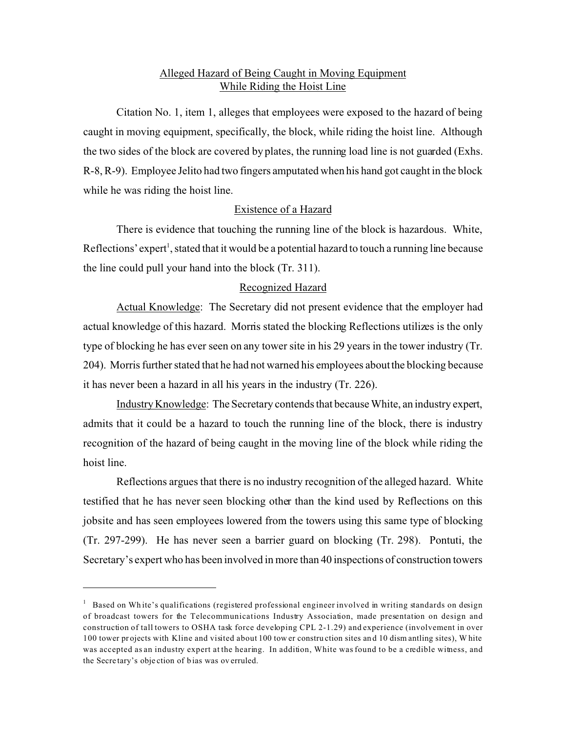## Alleged Hazard of Being Caught in Moving Equipment While Riding the Hoist Line

Citation No. 1, item 1, alleges that employees were exposed to the hazard of being caught in moving equipment, specifically, the block, while riding the hoist line. Although the two sides of the block are covered by plates, the running load line is not guarded (Exhs. R-8, R-9). Employee Jelito had two fingers amputated when his hand got caught in the block while he was riding the hoist line.

### Existence of a Hazard

There is evidence that touching the running line of the block is hazardous. White, Reflections' expert[1], stated that it would be a potential hazard to touch a running line because the line could pull your hand into the block (Tr. 311).

### Recognized Hazard

Actual Knowledge: The Secretary did not present evidence that the employer had actual knowledge of this hazard. Morris stated the blocking Reflections utilizes is the only type of blocking he has ever seen on any tower site in his 29 years in the tower industry (Tr. 204). Morris further stated that he had not warned his employees about the blocking because it has never been a hazard in all his years in the industry (Tr. 226).

Industry Knowledge: The Secretary contends that because White, an industry expert, admits that it could be a hazard to touch the running line of the block, there is industry recognition of the hazard of being caught in the moving line of the block while riding the hoist line.

Reflections argues that there is no industry recognition of the alleged hazard. White testified that he has never seen blocking other than the kind used by Reflections on this jobsite and has seen employees lowered from the towers using this same type of blocking (Tr. 297-299). He has never seen a barrier guard on blocking (Tr. 298). Pontuti, the Secretary's expert who has been involved in more than 40 inspections of construction towers

---

[1] Based on White's qualifications (registered professional engineer involved in writing standards on design of broadcast towers for the Telecommunications Industry Association, made presentation on design and construction of tall towers to OSHA task force developing CPL 2-1.29) and experience (involvement in over 100 tower projects with Kline and visited about 100 tower construction sites and 10 dismantling sites), White was accepted as an industry expert at the hearing. In addition, White was found to be a credible witness, and the Secretary's objection of bias was overruled.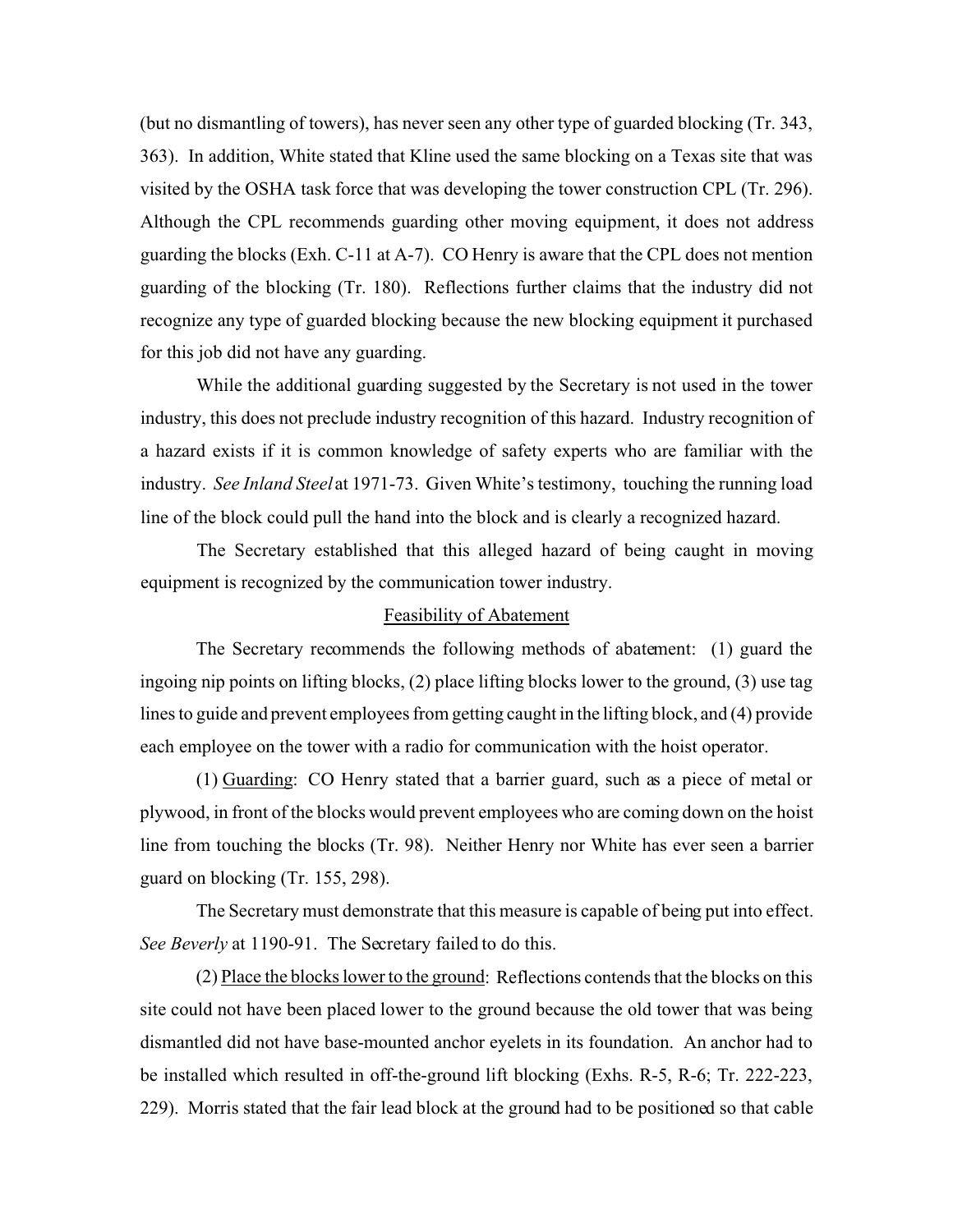(but no dismantling of towers), has never seen any other type of guarded blocking (Tr. 343, 363). In addition, White stated that Kline used the same blocking on a Texas site that was visited by the OSHA task force that was developing the tower construction CPL (Tr. 296). Although the CPL recommends guarding other moving equipment, it does not address guarding the blocks (Exh. C-11 at A-7). CO Henry is aware that the CPL does not mention guarding of the blocking (Tr. 180). Reflections further claims that the industry did not recognize any type of guarded blocking because the new blocking equipment it purchased for this job did not have any guarding.

While the additional guarding suggested by the Secretary is not used in the tower industry, this does not preclude industry recognition of this hazard. Industry recognition of a hazard exists if it is common knowledge of safety experts who are familiar with the industry. *See Inland Steel* at 1971-73. Given White's testimony, touching the running load line of the block could pull the hand into the block and is clearly a recognized hazard.

The Secretary established that this alleged hazard of being caught in moving equipment is recognized by the communication tower industry.

<u>Feasibility of Abatement</u>

The Secretary recommends the following methods of abatement: (1) guard the ingoing nip points on lifting blocks, (2) place lifting blocks lower to the ground, (3) use tag lines to guide and prevent employees from getting caught in the lifting block, and (4) provide each employee on the tower with a radio for communication with the hoist operator.

(1) <u>Guarding</u>: CO Henry stated that a barrier guard, such as a piece of metal or plywood, in front of the blocks would prevent employees who are coming down on the hoist line from touching the blocks (Tr. 98). Neither Henry nor White has ever seen a barrier guard on blocking (Tr. 155, 298).

The Secretary must demonstrate that this measure is capable of being put into effect. *See Beverly* at 1190-91. The Secretary failed to do this.

(2) <u>Place the blocks lower to the ground</u>: Reflections contends that the blocks on this site could not have been placed lower to the ground because the old tower that was being dismantled did not have base-mounted anchor eyelets in its foundation. An anchor had to be installed which resulted in off-the-ground lift blocking (Exhs. R-5, R-6; Tr. 222-223, 229). Morris stated that the fair lead block at the ground had to be positioned so that cable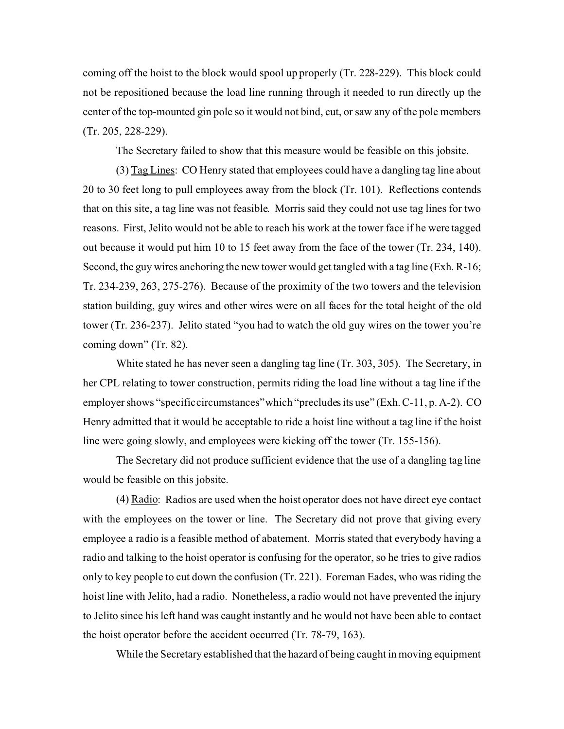coming off the hoist to the block would spool up properly (Tr. 228-229). This block could not be repositioned because the load line running through it needed to run directly up the center of the top-mounted gin pole so it would not bind, cut, or saw any of the pole members (Tr. 205, 228-229).

The Secretary failed to show that this measure would be feasible on this jobsite.

(3) Tag Lines: CO Henry stated that employees could have a dangling tag line about 20 to 30 feet long to pull employees away from the block (Tr. 101). Reflections contends that on this site, a tag line was not feasible. Morris said they could not use tag lines for two reasons. First, Jelito would not be able to reach his work at the tower face if he were tagged out because it would put him 10 to 15 feet away from the face of the tower (Tr. 234, 140). Second, the guy wires anchoring the new tower would get tangled with a tag line (Exh. R-16; Tr. 234-239, 263, 275-276). Because of the proximity of the two towers and the television station building, guy wires and other wires were on all faces for the total height of the old tower (Tr. 236-237). Jelito stated "you had to watch the old guy wires on the tower you're coming down" (Tr. 82).

White stated he has never seen a dangling tag line (Tr. 303, 305). The Secretary, in her CPL relating to tower construction, permits riding the load line without a tag line if the employer shows "specific circumstances" which "precludes its use" (Exh. C-11, p. A-2). CO Henry admitted that it would be acceptable to ride a hoist line without a tag line if the hoist line were going slowly, and employees were kicking off the tower (Tr. 155-156).

The Secretary did not produce sufficient evidence that the use of a dangling tag line would be feasible on this jobsite.

(4) Radio: Radios are used when the hoist operator does not have direct eye contact with the employees on the tower or line. The Secretary did not prove that giving every employee a radio is a feasible method of abatement. Morris stated that everybody having a radio and talking to the hoist operator is confusing for the operator, so he tries to give radios only to key people to cut down the confusion (Tr. 221). Foreman Eades, who was riding the hoist line with Jelito, had a radio. Nonetheless, a radio would not have prevented the injury to Jelito since his left hand was caught instantly and he would not have been able to contact the hoist operator before the accident occurred (Tr. 78-79, 163).

While the Secretary established that the hazard of being caught in moving equipment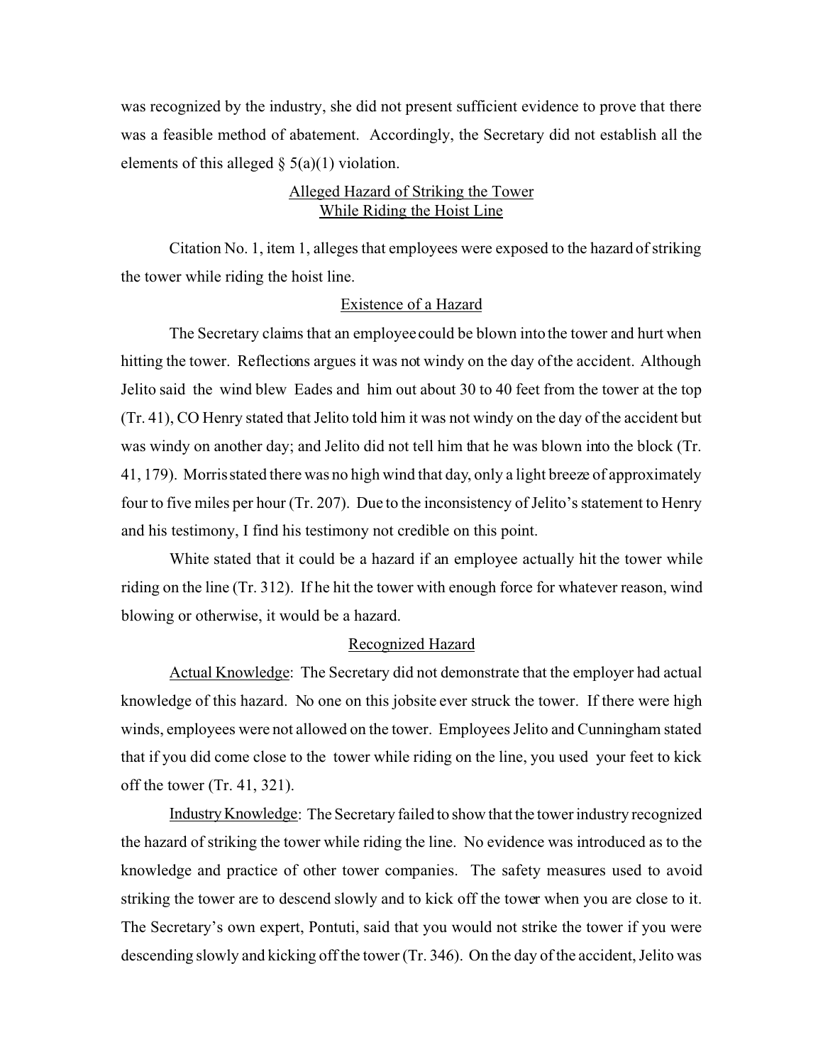was recognized by the industry, she did not present sufficient evidence to prove that there was a feasible method of abatement. Accordingly, the Secretary did not establish all the elements of this alleged § 5(a)(1) violation.

## Alleged Hazard of Striking the Tower While Riding the Hoist Line

Citation No. 1, item 1, alleges that employees were exposed to the hazard of striking the tower while riding the hoist line.

### Existence of a Hazard

The Secretary claims that an employee could be blown into the tower and hurt when hitting the tower. Reflections argues it was not windy on the day of the accident. Although Jelito said the wind blew Eades and him out about 30 to 40 feet from the tower at the top (Tr. 41), CO Henry stated that Jelito told him it was not windy on the day of the accident but was windy on another day; and Jelito did not tell him that he was blown into the block (Tr. 41, 179). Morris stated there was no high wind that day, only a light breeze of approximately four to five miles per hour (Tr. 207). Due to the inconsistency of Jelito's statement to Henry and his testimony, I find his testimony not credible on this point.

White stated that it could be a hazard if an employee actually hit the tower while riding on the line (Tr. 312). If he hit the tower with enough force for whatever reason, wind blowing or otherwise, it would be a hazard.

### Recognized Hazard

Actual Knowledge: The Secretary did not demonstrate that the employer had actual knowledge of this hazard. No one on this jobsite ever struck the tower. If there were high winds, employees were not allowed on the tower. Employees Jelito and Cunningham stated that if you did come close to the tower while riding on the line, you used your feet to kick off the tower (Tr. 41, 321).

Industry Knowledge: The Secretary failed to show that the tower industry recognized the hazard of striking the tower while riding the line. No evidence was introduced as to the knowledge and practice of other tower companies. The safety measures used to avoid striking the tower are to descend slowly and to kick off the tower when you are close to it. The Secretary's own expert, Pontuti, said that you would not strike the tower if you were descending slowly and kicking off the tower (Tr. 346). On the day of the accident, Jelito was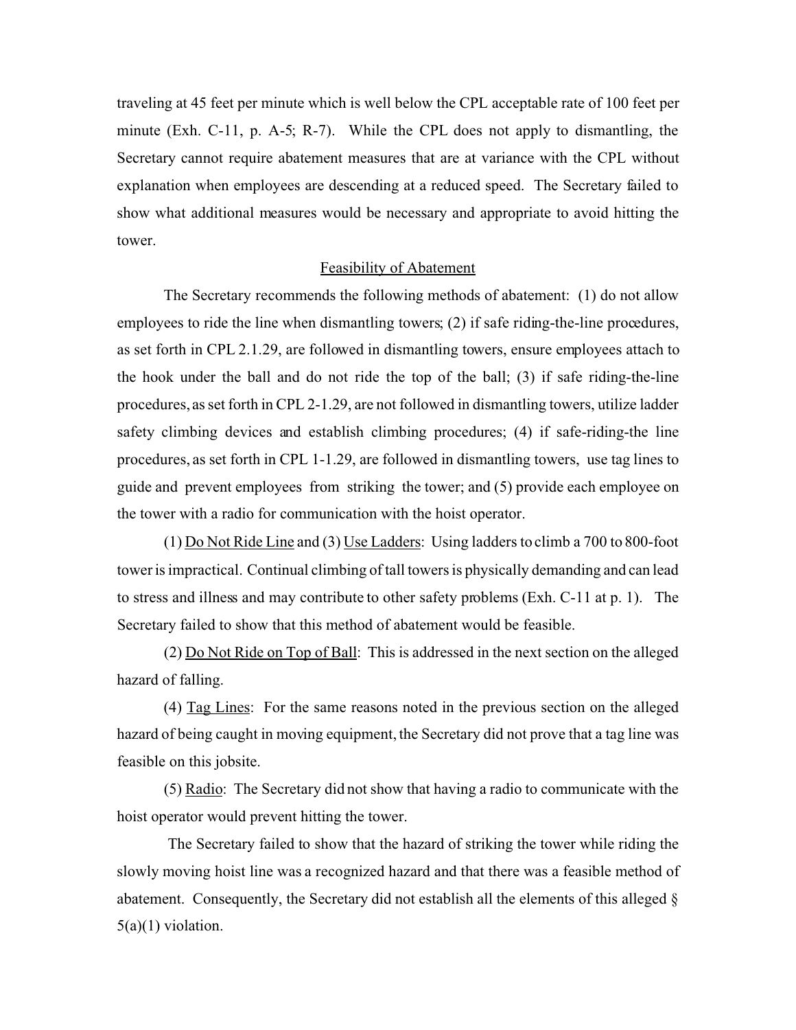traveling at 45 feet per minute which is well below the CPL acceptable rate of 100 feet per minute (Exh. C-11, p. A-5; R-7). While the CPL does not apply to dismantling, the Secretary cannot require abatement measures that are at variance with the CPL without explanation when employees are descending at a reduced speed. The Secretary failed to show what additional measures would be necessary and appropriate to avoid hitting the tower.

## Feasibility of Abatement

The Secretary recommends the following methods of abatement: (1) do not allow employees to ride the line when dismantling towers; (2) if safe riding-the-line procedures, as set forth in CPL 2.1.29, are followed in dismantling towers, ensure employees attach to the hook under the ball and do not ride the top of the ball; (3) if safe riding-the-line procedures, as set forth in CPL 2-1.29, are not followed in dismantling towers, utilize ladder safety climbing devices and establish climbing procedures; (4) if safe-riding-the line procedures, as set forth in CPL 1-1.29, are followed in dismantling towers, use tag lines to guide and prevent employees from striking the tower; and (5) provide each employee on the tower with a radio for communication with the hoist operator.

(1) Do Not Ride Line and (3) Use Ladders: Using ladders to climb a 700 to 800-foot tower is impractical. Continual climbing of tall towers is physically demanding and can lead to stress and illness and may contribute to other safety problems (Exh. C-11 at p. 1). The Secretary failed to show that this method of abatement would be feasible.

(2) Do Not Ride on Top of Ball: This is addressed in the next section on the alleged hazard of falling.

(4) Tag Lines: For the same reasons noted in the previous section on the alleged hazard of being caught in moving equipment, the Secretary did not prove that a tag line was feasible on this jobsite.

(5) Radio: The Secretary did not show that having a radio to communicate with the hoist operator would prevent hitting the tower.

The Secretary failed to show that the hazard of striking the tower while riding the slowly moving hoist line was a recognized hazard and that there was a feasible method of abatement. Consequently, the Secretary did not establish all the elements of this alleged § 5(a)(1) violation.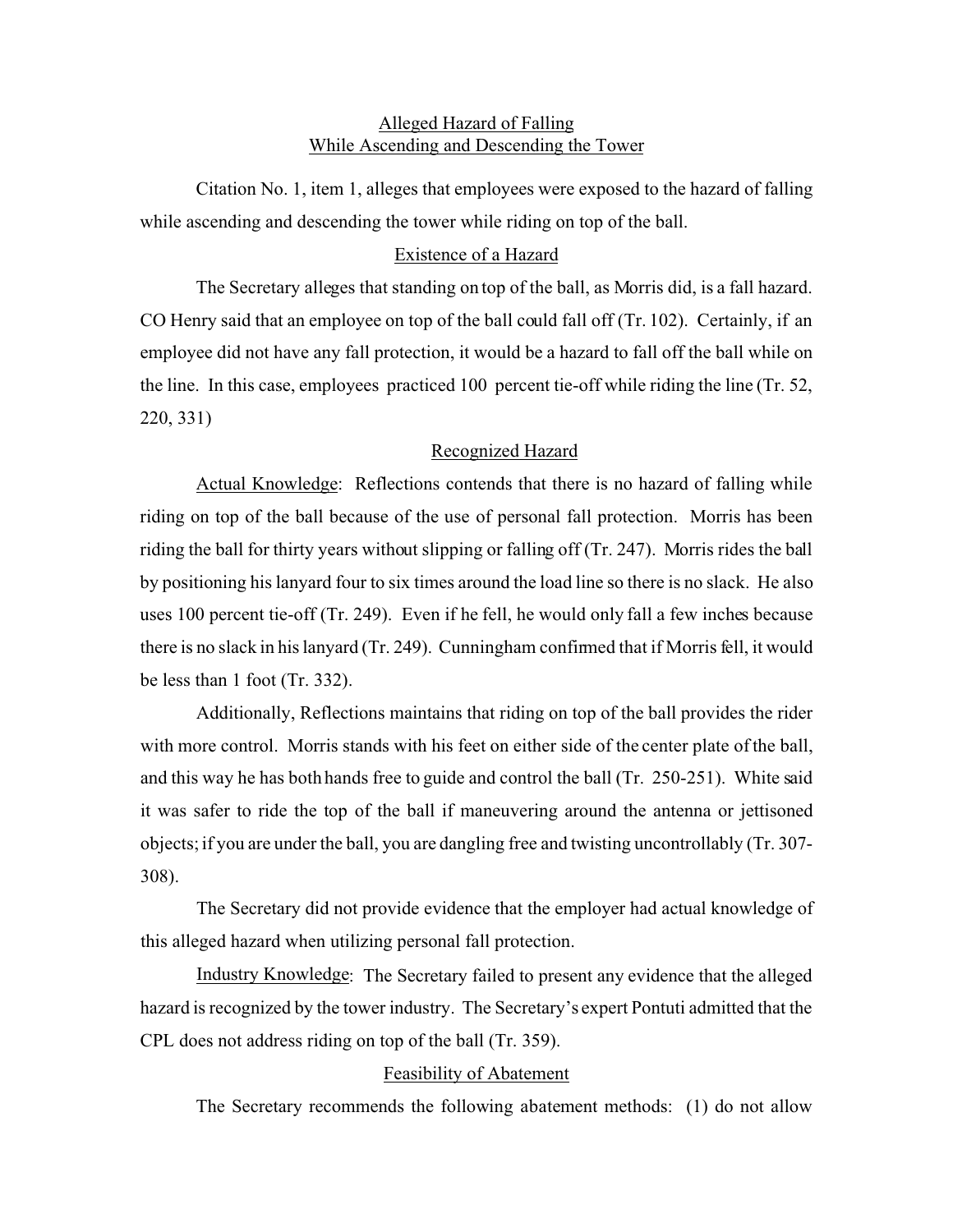## Alleged Hazard of Falling While Ascending and Descending the Tower

Citation No. 1, item 1, alleges that employees were exposed to the hazard of falling while ascending and descending the tower while riding on top of the ball.

### Existence of a Hazard

The Secretary alleges that standing on top of the ball, as Morris did, is a fall hazard. CO Henry said that an employee on top of the ball could fall off (Tr. 102). Certainly, if an employee did not have any fall protection, it would be a hazard to fall off the ball while on the line. In this case, employees practiced 100 percent tie-off while riding the line (Tr. 52, 220, 331)

### Recognized Hazard

Actual Knowledge: Reflections contends that there is no hazard of falling while riding on top of the ball because of the use of personal fall protection. Morris has been riding the ball for thirty years without slipping or falling off (Tr. 247). Morris rides the ball by positioning his lanyard four to six times around the load line so there is no slack. He also uses 100 percent tie-off (Tr. 249). Even if he fell, he would only fall a few inches because there is no slack in his lanyard (Tr. 249). Cunningham confirmed that if Morris fell, it would be less than 1 foot (Tr. 332).

Additionally, Reflections maintains that riding on top of the ball provides the rider with more control. Morris stands with his feet on either side of the center plate of the ball, and this way he has both hands free to guide and control the ball (Tr. 250-251). White said it was safer to ride the top of the ball if maneuvering around the antenna or jettisoned objects; if you are under the ball, you are dangling free and twisting uncontrollably (Tr. 307-308).

The Secretary did not provide evidence that the employer had actual knowledge of this alleged hazard when utilizing personal fall protection.

Industry Knowledge: The Secretary failed to present any evidence that the alleged hazard is recognized by the tower industry. The Secretary's expert Pontuti admitted that the CPL does not address riding on top of the ball (Tr. 359).

### Feasibility of Abatement

The Secretary recommends the following abatement methods: (1) do not allow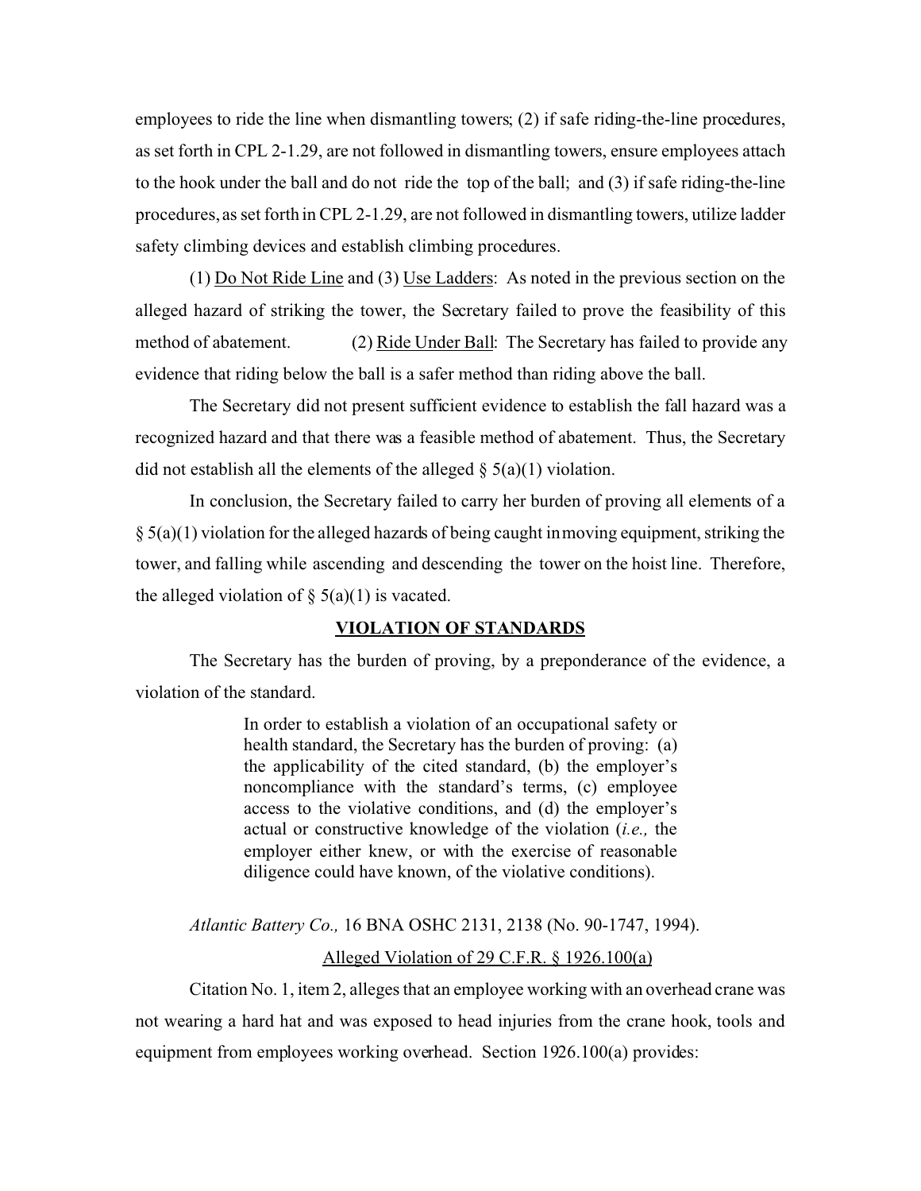employees to ride the line when dismantling towers; (2) if safe riding-the-line procedures, as set forth in CPL 2-1.29, are not followed in dismantling towers, ensure employees attach to the hook under the ball and do not ride the top of the ball; and (3) if safe riding-the-line procedures, as set forth in CPL 2-1.29, are not followed in dismantling towers, utilize ladder safety climbing devices and establish climbing procedures.

(1) <u>Do Not Ride Line</u> and (3) <u>Use Ladders</u>: As noted in the previous section on the alleged hazard of striking the tower, the Secretary failed to prove the feasibility of this method of abatement. (2) <u>Ride Under Ball</u>: The Secretary has failed to provide any evidence that riding below the ball is a safer method than riding above the ball.

The Secretary did not present sufficient evidence to establish the fall hazard was a recognized hazard and that there was a feasible method of abatement. Thus, the Secretary did not establish all the elements of the alleged § 5(a)(1) violation.

In conclusion, the Secretary failed to carry her burden of proving all elements of a § 5(a)(1) violation for the alleged hazards of being caught in moving equipment, striking the tower, and falling while ascending and descending the tower on the hoist line. Therefore, the alleged violation of § 5(a)(1) is vacated.

## VIOLATION OF STANDARDS

The Secretary has the burden of proving, by a preponderance of the evidence, a violation of the standard.

> In order to establish a violation of an occupational safety or health standard, the Secretary has the burden of proving: (a) the applicability of the cited standard, (b) the employer's noncompliance with the standard's terms, (c) employee access to the violative conditions, and (d) the employer's actual or constructive knowledge of the violation (*i.e.,* the employer either knew, or with the exercise of reasonable diligence could have known, of the violative conditions).

*Atlantic Battery Co.,* 16 BNA OSHC 2131, 2138 (No. 90-1747, 1994).

### <u>Alleged Violation of 29 C.F.R. § 1926.100(a)</u>

Citation No. 1, item 2, alleges that an employee working with an overhead crane was not wearing a hard hat and was exposed to head injuries from the crane hook, tools and equipment from employees working overhead. Section 1926.100(a) provides: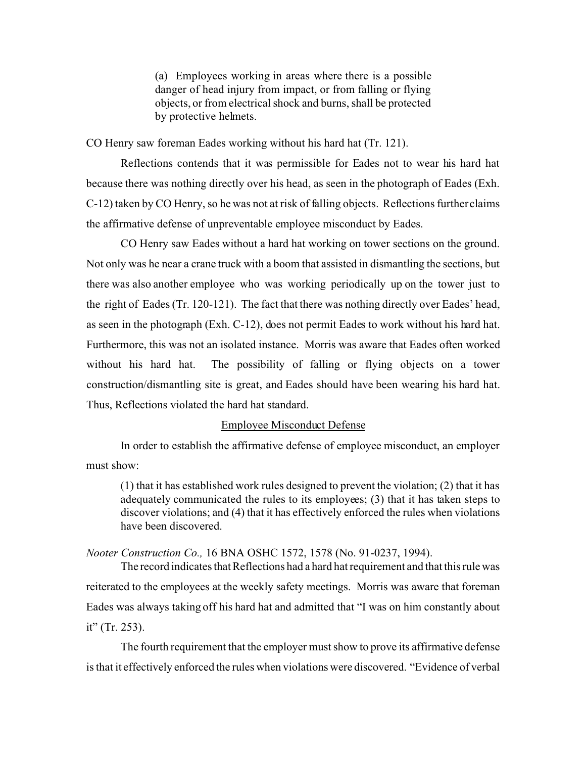> (a) Employees working in areas where there is a possible danger of head injury from impact, or from falling or flying objects, or from electrical shock and burns, shall be protected by protective helmets.

CO Henry saw foreman Eades working without his hard hat (Tr. 121).

Reflections contends that it was permissible for Eades not to wear his hard hat because there was nothing directly over his head, as seen in the photograph of Eades (Exh. C-12) taken by CO Henry, so he was not at risk of falling objects. Reflections further claims the affirmative defense of unpreventable employee misconduct by Eades.

CO Henry saw Eades without a hard hat working on tower sections on the ground. Not only was he near a crane truck with a boom that assisted in dismantling the sections, but there was also another employee who was working periodically up on the tower just to the right of Eades (Tr. 120-121). The fact that there was nothing directly over Eades' head, as seen in the photograph (Exh. C-12), does not permit Eades to work without his hard hat. Furthermore, this was not an isolated instance. Morris was aware that Eades often worked without his hard hat. The possibility of falling or flying objects on a tower construction/dismantling site is great, and Eades should have been wearing his hard hat. Thus, Reflections violated the hard hat standard.

<u>Employee Misconduct Defense</u>

In order to establish the affirmative defense of employee misconduct, an employer must show:

> (1) that it has established work rules designed to prevent the violation; (2) that it has adequately communicated the rules to its employees; (3) that it has taken steps to discover violations; and (4) that it has effectively enforced the rules when violations have been discovered.

*Nooter Construction Co.,* 16 BNA OSHC 1572, 1578 (No. 91-0237, 1994).

The record indicates that Reflections had a hard hat requirement and that this rule was reiterated to the employees at the weekly safety meetings. Morris was aware that foreman Eades was always taking off his hard hat and admitted that "I was on him constantly about it" (Tr. 253).

The fourth requirement that the employer must show to prove its affirmative defense is that it effectively enforced the rules when violations were discovered. "Evidence of verbal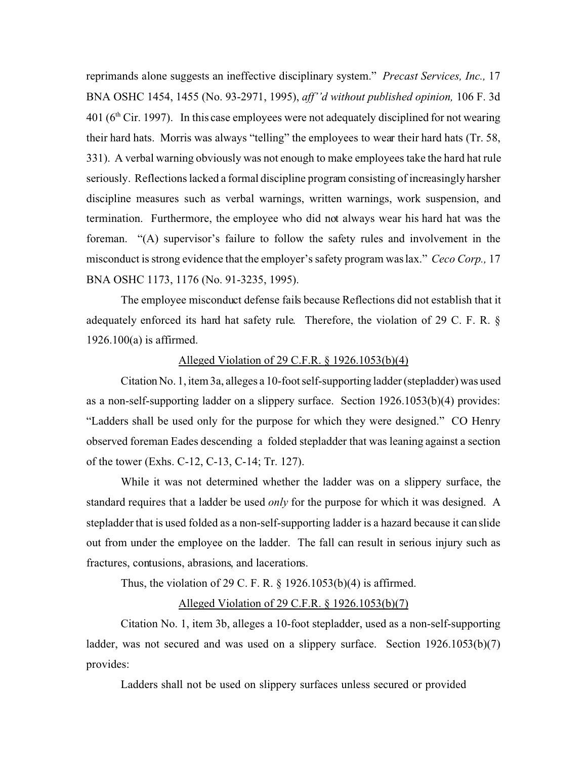reprimands alone suggests an ineffective disciplinary system." *Precast Services, Inc.,* 17 BNA OSHC 1454, 1455 (No. 93-2971, 1995), *aff''d without published opinion,* 106 F. 3d 401 (6th Cir. 1997). In this case employees were not adequately disciplined for not wearing their hard hats. Morris was always "telling" the employees to wear their hard hats (Tr. 58, 331). A verbal warning obviously was not enough to make employees take the hard hat rule seriously. Reflections lacked a formal discipline program consisting of increasingly harsher discipline measures such as verbal warnings, written warnings, work suspension, and termination. Furthermore, the employee who did not always wear his hard hat was the foreman. "(A) supervisor's failure to follow the safety rules and involvement in the misconduct is strong evidence that the employer's safety program was lax." *Ceco Corp.,* 17 BNA OSHC 1173, 1176 (No. 91-3235, 1995).

The employee misconduct defense fails because Reflections did not establish that it adequately enforced its hard hat safety rule. Therefore, the violation of 29 C. F. R. § 1926.100(a) is affirmed.

<u>Alleged Violation of 29 C.F.R. § 1926.1053(b)(4)</u>

Citation No. 1, item 3a, alleges a 10-foot self-supporting ladder (stepladder) was used as a non-self-supporting ladder on a slippery surface. Section 1926.1053(b)(4) provides: "Ladders shall be used only for the purpose for which they were designed." CO Henry observed foreman Eades descending a folded stepladder that was leaning against a section of the tower (Exhs. C-12, C-13, C-14; Tr. 127).

While it was not determined whether the ladder was on a slippery surface, the standard requires that a ladder be used *only* for the purpose for which it was designed. A stepladder that is used folded as a non-self-supporting ladder is a hazard because it can slide out from under the employee on the ladder. The fall can result in serious injury such as fractures, contusions, abrasions, and lacerations.

Thus, the violation of 29 C. F. R. § 1926.1053(b)(4) is affirmed.

<u>Alleged Violation of 29 C.F.R. § 1926.1053(b)(7)</u>

Citation No. 1, item 3b, alleges a 10-foot stepladder, used as a non-self-supporting ladder, was not secured and was used on a slippery surface. Section 1926.1053(b)(7) provides:

Ladders shall not be used on slippery surfaces unless secured or provided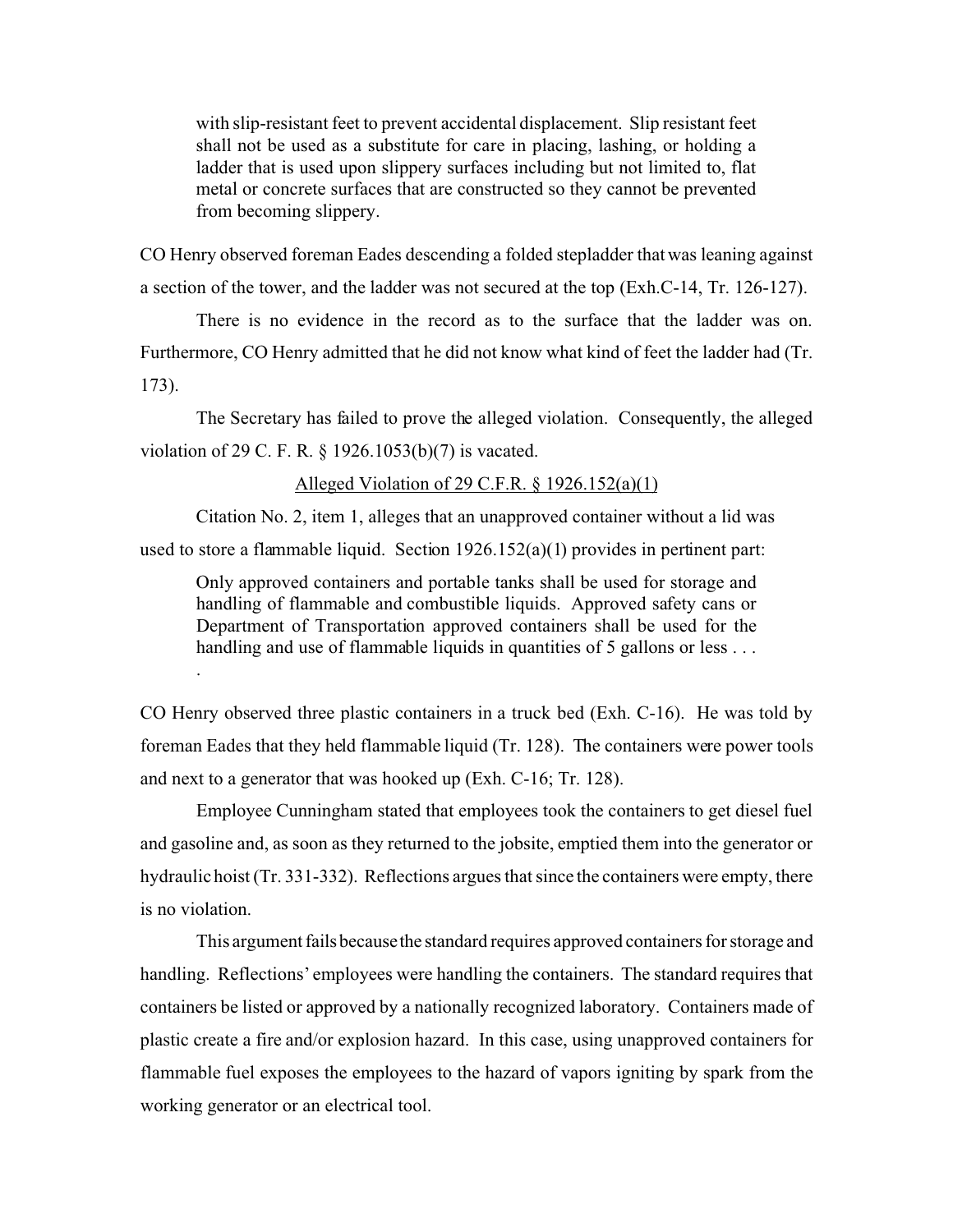> with slip-resistant feet to prevent accidental displacement. Slip resistant feet shall not be used as a substitute for care in placing, lashing, or holding a ladder that is used upon slippery surfaces including but not limited to, flat metal or concrete surfaces that are constructed so they cannot be prevented from becoming slippery.

CO Henry observed foreman Eades descending a folded stepladder that was leaning against a section of the tower, and the ladder was not secured at the top (Exh.C-14, Tr. 126-127).

There is no evidence in the record as to the surface that the ladder was on. Furthermore, CO Henry admitted that he did not know what kind of feet the ladder had (Tr. 173).

The Secretary has failed to prove the alleged violation. Consequently, the alleged violation of 29 C. F. R. § 1926.1053(b)(7) is vacated.

<u>Alleged Violation of 29 C.F.R. § 1926.152(a)(1)</u>

Citation No. 2, item 1, alleges that an unapproved container without a lid was used to store a flammable liquid. Section 1926.152(a)(1) provides in pertinent part:

> Only approved containers and portable tanks shall be used for storage and handling of flammable and combustible liquids. Approved safety cans or Department of Transportation approved containers shall be used for the handling and use of flammable liquids in quantities of 5 gallons or less . . . .

CO Henry observed three plastic containers in a truck bed (Exh. C-16). He was told by foreman Eades that they held flammable liquid (Tr. 128). The containers were power tools and next to a generator that was hooked up (Exh. C-16; Tr. 128).

Employee Cunningham stated that employees took the containers to get diesel fuel and gasoline and, as soon as they returned to the jobsite, emptied them into the generator or hydraulic hoist (Tr. 331-332). Reflections argues that since the containers were empty, there is no violation.

This argument fails because the standard requires approved containers for storage and handling. Reflections' employees were handling the containers. The standard requires that containers be listed or approved by a nationally recognized laboratory. Containers made of plastic create a fire and/or explosion hazard. In this case, using unapproved containers for flammable fuel exposes the employees to the hazard of vapors igniting by spark from the working generator or an electrical tool.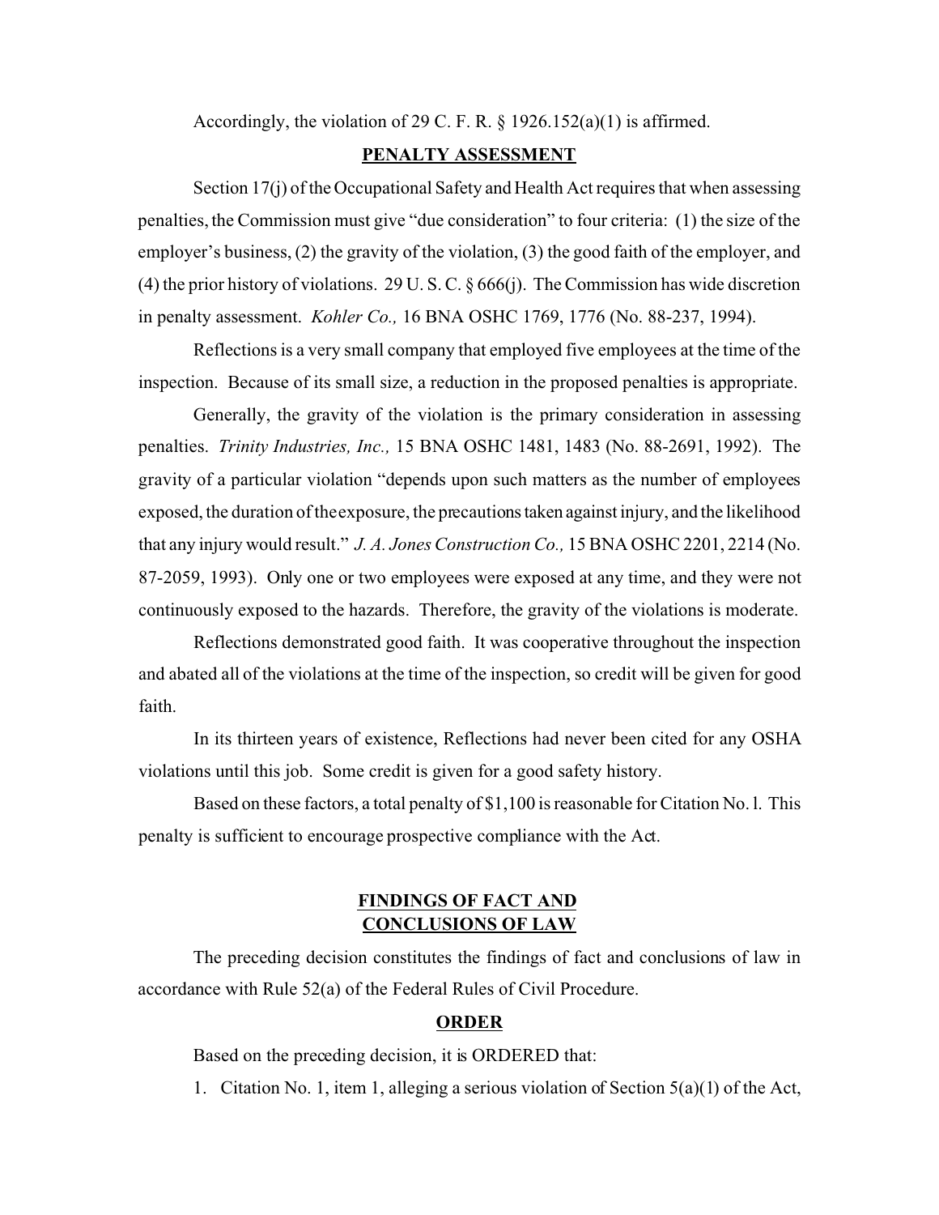Accordingly, the violation of 29 C. F. R. § 1926.152(a)(1) is affirmed.

**PENALTY ASSESSMENT**

Section 17(j) of the Occupational Safety and Health Act requires that when assessing penalties, the Commission must give "due consideration" to four criteria: (1) the size of the employer's business, (2) the gravity of the violation, (3) the good faith of the employer, and (4) the prior history of violations. 29 U. S. C. § 666(j). The Commission has wide discretion in penalty assessment. *Kohler Co.,* 16 BNA OSHC 1769, 1776 (No. 88-237, 1994).

Reflections is a very small company that employed five employees at the time of the inspection. Because of its small size, a reduction in the proposed penalties is appropriate.

Generally, the gravity of the violation is the primary consideration in assessing penalties. *Trinity Industries, Inc.,* 15 BNA OSHC 1481, 1483 (No. 88-2691, 1992). The gravity of a particular violation "depends upon such matters as the number of employees exposed, the duration of the exposure, the precautions taken against injury, and the likelihood that any injury would result." *J. A. Jones Construction Co.,* 15 BNA OSHC 2201, 2214 (No. 87-2059, 1993). Only one or two employees were exposed at any time, and they were not continuously exposed to the hazards. Therefore, the gravity of the violations is moderate.

Reflections demonstrated good faith. It was cooperative throughout the inspection and abated all of the violations at the time of the inspection, so credit will be given for good faith.

In its thirteen years of existence, Reflections had never been cited for any OSHA violations until this job. Some credit is given for a good safety history.

Based on these factors, a total penalty of $1,100 is reasonable for Citation No. l. This penalty is sufficient to encourage prospective compliance with the Act.

**FINDINGS OF FACT AND CONCLUSIONS OF LAW**

The preceding decision constitutes the findings of fact and conclusions of law in accordance with Rule 52(a) of the Federal Rules of Civil Procedure.

**ORDER**

Based on the preceding decision, it is ORDERED that:

1. Citation No. 1, item 1, alleging a serious violation of Section 5(a)(1) of the Act,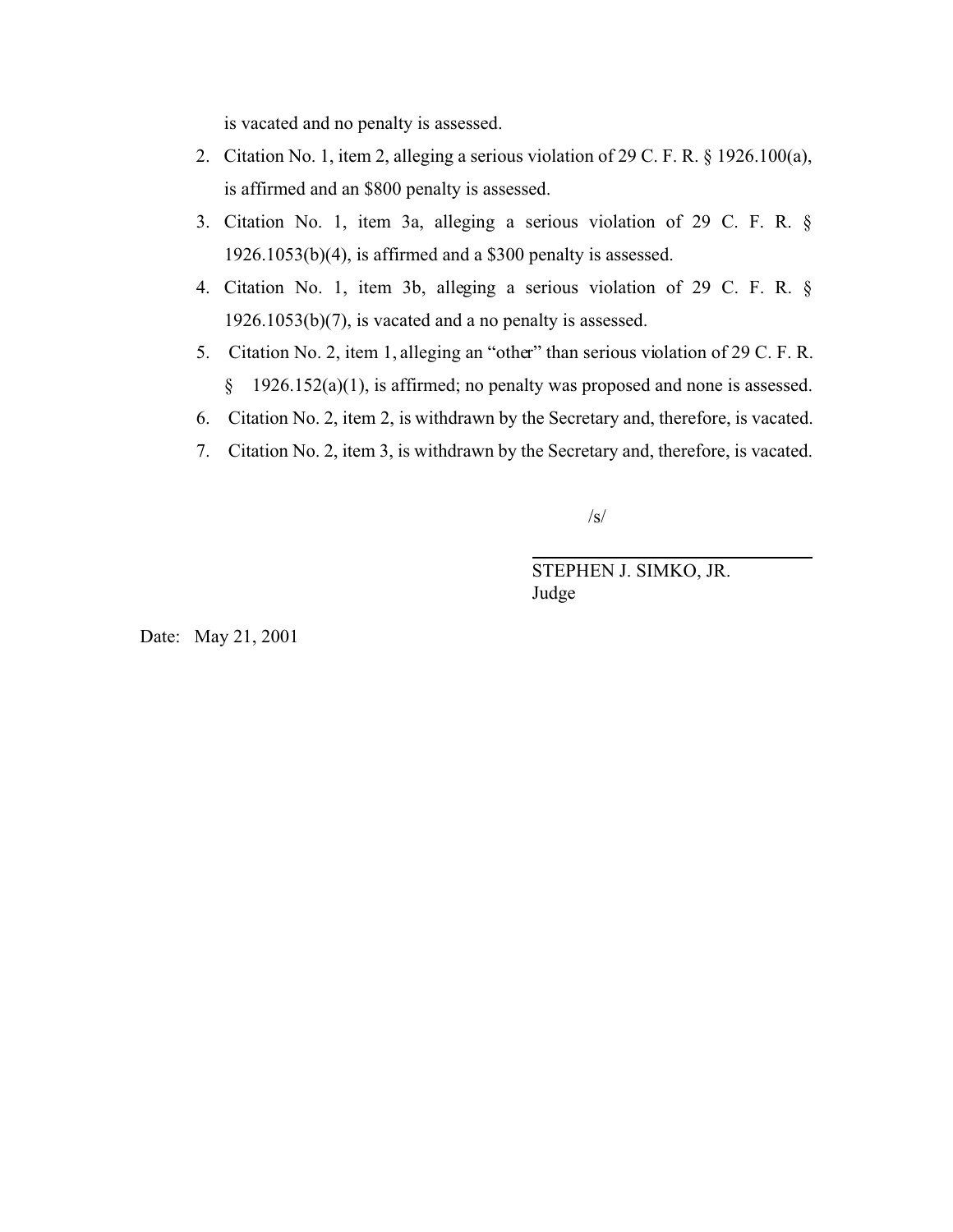is vacated and no penalty is assessed.

2. Citation No. 1, item 2, alleging a serious violation of 29 C. F. R. § 1926.100(a), is affirmed and an $800 penalty is assessed.
3. Citation No. 1, item 3a, alleging a serious violation of 29 C. F. R. § 1926.1053(b)(4), is affirmed and a $300 penalty is assessed.
4. Citation No. 1, item 3b, alleging a serious violation of 29 C. F. R. § 1926.1053(b)(7), is vacated and a no penalty is assessed.
5. Citation No. 2, item 1, alleging an "other" than serious violation of 29 C. F. R. § 1926.152(a)(1), is affirmed; no penalty was proposed and none is assessed.
6. Citation No. 2, item 2, is withdrawn by the Secretary and, therefore, is vacated.
7. Citation No. 2, item 3, is withdrawn by the Secretary and, therefore, is vacated.

/s/

STEPHEN J. SIMKO, JR.
Judge

Date: May 21, 2001